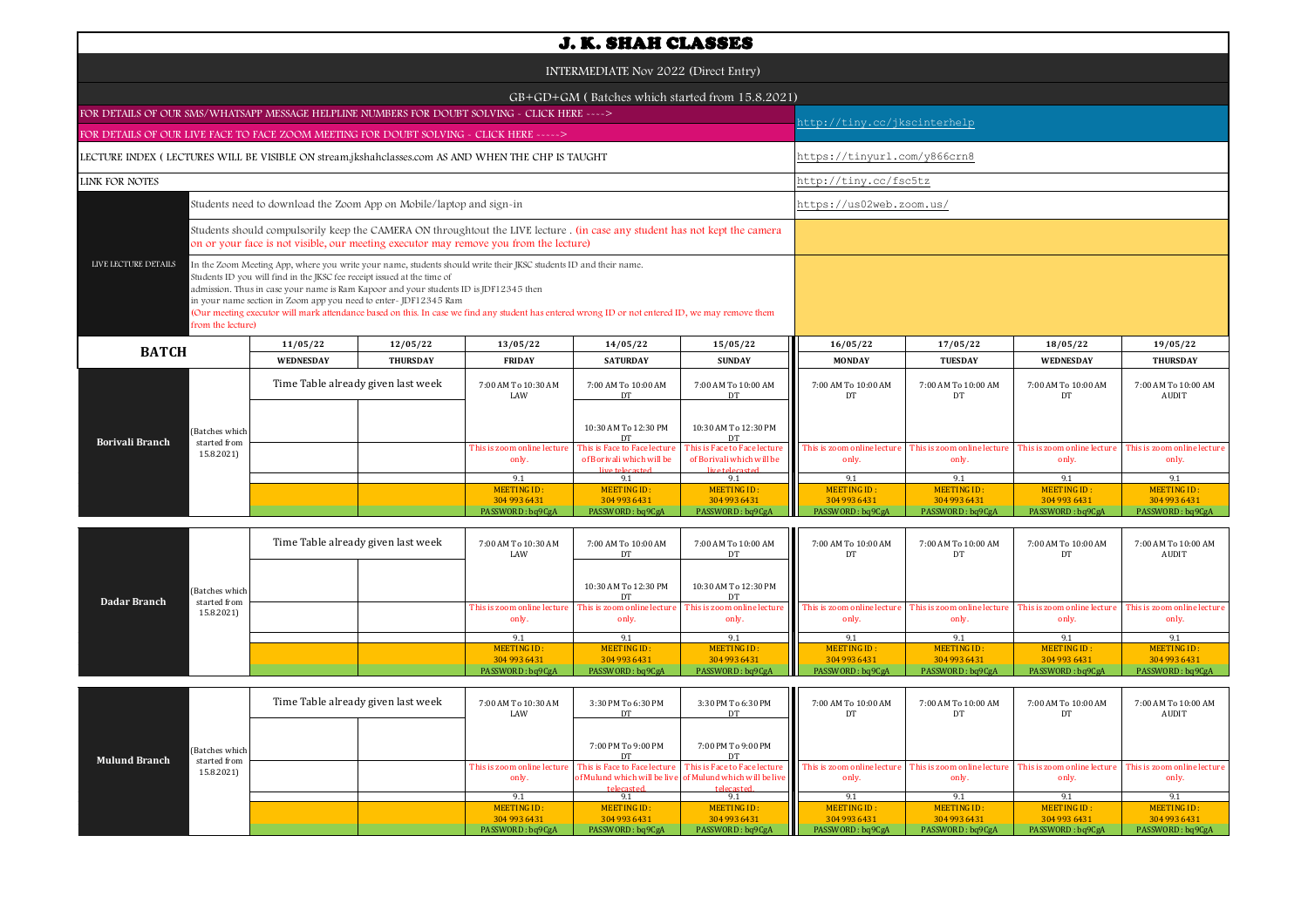# J. K. SHAH CLASSES

INTERMEDIATE Nov 2022 (Direct Entry)

GB+GD+GM ( Batches which started from 15.8.2021)

| | |
|---|---|
| FOR DETAILS OF OUR SMS/WHATSAPP MESSAGE HELPLINE NUMBERS FOR DOUBT SOLVING - CLICK HERE ----> | http://tiny.cc/jkscinterhelp |
| FOR DETAILS OF OUR LIVE FACE TO FACE ZOOM MEETING FOR DOUBT SOLVING - CLICK HERE -----> | |
| LECTURE INDEX ( LECTURES WILL BE VISIBLE ON stream.jkshahclasses.com AS AND WHEN THE CHP IS TAUGHT | https://tinyurl.com/y866crn8 |
| LINK FOR NOTES | http://tiny.cc/fsc5tz |

**LIVE LECTURE DETAILS**

- Students need to download the Zoom App on Mobile/laptop and sign-in — https://us02web.zoom.us/
- Students should compulsorily keep the CAMERA ON throughtout the LIVE lecture . (in case any student has not kept the camera on or your face is not visible, our meeting executor may remove you from the lecture)
- In the Zoom Meeting App, where you write your name, students should write their JKSC students ID and their name. Students ID you will find in the JKSC fee receipt issued at the time of admission. Thus in case your name is Ram Kapoor and your students ID is JDF12345 then in your name section in Zoom app you need to enter- JDF12345 Ram
  (Our meeting executor will mark attendance based on this. In case we find any student has entered wrong ID or not entered ID, we may remove them from the lecture)

| BATCH | | 11/05/22 WEDNESDAY | 12/05/22 THURSDAY | 13/05/22 FRIDAY | 14/05/22 SATURDAY | 15/05/22 SUNDAY | 16/05/22 MONDAY | 17/05/22 TUESDAY | 18/05/22 WEDNESDAY | 19/05/22 THURSDAY |
|---|---|---|---|---|---|---|---|---|---|---|
| Borivali Branch | (Batches which started from 15.8.2021) | Time Table already given last week | | 7:00 AM To 10:30 AM LAW | 7:00 AM To 10:00 AM DT | 7:00 AM To 10:00 AM DT | 7:00 AM To 10:00 AM DT | 7:00 AM To 10:00 AM DT | 7:00 AM To 10:00 AM DT | 7:00 AM To 10:00 AM AUDIT |
| | | | | | 10:30 AM To 12:30 PM DT | 10:30 AM To 12:30 PM DT | | | | |
| | | | | This is zoom online lecture only. | This is Face to Face lecture of Borivali which will be live telecasted. | This is Face to Face lecture of Borivali which will be live telecasted. | This is zoom online lecture only. | This is zoom online lecture only. | This is zoom online lecture only. | This is zoom online lecture only. |
| | | | | 9.1 | 9.1 | 9.1 | 9.1 | 9.1 | 9.1 | 9.1 |
| | | | | MEETING ID : 304 993 6431 | MEETING ID : 304 993 6431 | MEETING ID : 304 993 6431 | MEETING ID : 304 993 6431 | MEETING ID : 304 993 6431 | MEETING ID : 304 993 6431 | MEETING ID : 304 993 6431 |
| | | | | PASSWORD : bq9CgA | PASSWORD : bq9CgA | PASSWORD : bq9CgA | PASSWORD : bq9CgA | PASSWORD : bq9CgA | PASSWORD : bq9CgA | PASSWORD : bq9CgA |
| Dadar Branch | (Batches which started from 15.8.2021) | Time Table already given last week | | 7:00 AM To 10:30 AM LAW | 7:00 AM To 10:00 AM DT | 7:00 AM To 10:00 AM DT | 7:00 AM To 10:00 AM DT | 7:00 AM To 10:00 AM DT | 7:00 AM To 10:00 AM DT | 7:00 AM To 10:00 AM AUDIT |
| | | | | | 10:30 AM To 12:30 PM DT | 10:30 AM To 12:30 PM DT | | | | |
| | | | | This is zoom online lecture only. | This is zoom online lecture only. | This is zoom online lecture only. | This is zoom online lecture only. | This is zoom online lecture only. | This is zoom online lecture only. | This is zoom online lecture only. |
| | | | | 9.1 | 9.1 | 9.1 | 9.1 | 9.1 | 9.1 | 9.1 |
| | | | | MEETING ID : 304 993 6431 | MEETING ID : 304 993 6431 | MEETING ID : 304 993 6431 | MEETING ID : 304 993 6431 | MEETING ID : 304 993 6431 | MEETING ID : 304 993 6431 | MEETING ID : 304 993 6431 |
| | | | | PASSWORD : bq9CgA | PASSWORD : bq9CgA | PASSWORD : bq9CgA | PASSWORD : bq9CgA | PASSWORD : bq9CgA | PASSWORD : bq9CgA | PASSWORD : bq9CgA |
| Mulund Branch | (Batches which started from 15.8.2021) | Time Table already given last week | | 7:00 AM To 10:30 AM LAW | 3:30 PM To 6:30 PM DT | 3:30 PM To 6:30 PM DT | 7:00 AM To 10:00 AM DT | 7:00 AM To 10:00 AM DT | 7:00 AM To 10:00 AM DT | 7:00 AM To 10:00 AM AUDIT |
| | | | | | 7:00 PM To 9:00 PM DT | 7:00 PM To 9:00 PM DT | | | | |
| | | | | This is zoom online lecture only. | This is Face to Face lecture of Mulund which will be live telecasted. | This is Face to Face lecture of Mulund which will be live telecasted. | This is zoom online lecture only. | This is zoom online lecture only. | This is zoom online lecture only. | This is zoom online lecture only. |
| | | | | 9.1 | 9.1 | 9.1 | 9.1 | 9.1 | 9.1 | 9.1 |
| | | | | MEETING ID : 304 993 6431 | MEETING ID : 304 993 6431 | MEETING ID : 304 993 6431 | MEETING ID : 304 993 6431 | MEETING ID : 304 993 6431 | MEETING ID : 304 993 6431 | MEETING ID : 304 993 6431 |
| | | | | PASSWORD : bq9CgA | PASSWORD : bq9CgA | PASSWORD : bq9CgA | PASSWORD : bq9CgA | PASSWORD : bq9CgA | PASSWORD : bq9CgA | PASSWORD : bq9CgA |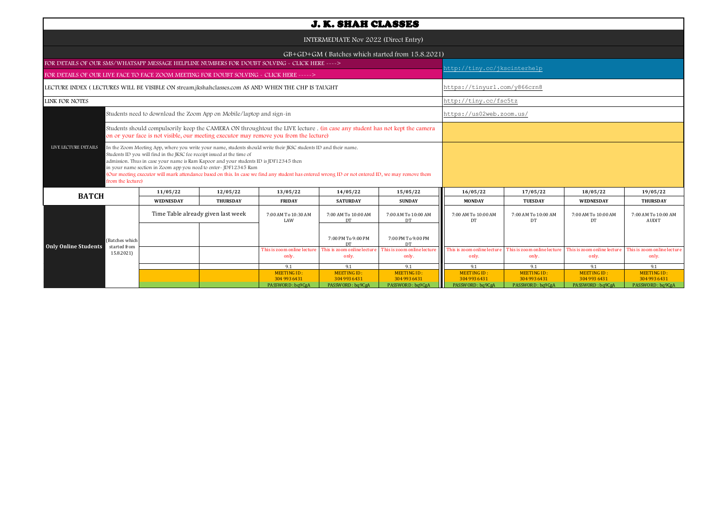# J. K. SHAH CLASSES

INTERMEDIATE Nov 2022 (Direct Entry)

GB+GD+GM ( Batches which started from 15.8.2021)

| | |
|---|---|
| FOR DETAILS OF OUR SMS/WHATSAPP MESSAGE HELPLINE NUMBERS FOR DOUBT SOLVING - CLICK HERE ----> | http://tiny.cc/jkscinterhelp |
| FOR DETAILS OF OUR LIVE FACE TO FACE ZOOM MEETING FOR DOUBT SOLVING - CLICK HERE -----> | |
| LECTURE INDEX ( LECTURES WILL BE VISIBLE ON stream.jkshahclasses.com AS AND WHEN THE CHP IS TAUGHT | https://tinyurl.com/y866crn8 |
| LINK FOR NOTES | http://tiny.cc/fsc5tz |

| | | |
|---|---|---|
| LIVE LECTURE DETAILS | Students need to download the Zoom App on Mobile/laptop and sign-in | https://us02web.zoom.us/ |
| | Students should compulsorily keep the CAMERA ON throughtout the LIVE lecture . (in case any student has not kept the camera on or your face is not visible, our meeting executor may remove you from the lecture) | |
| | In the Zoom Meeting App, where you write your name, students should write their JKSC students ID and their name. Students ID you will find in the JKSC fee receipt issued at the time of admission. Thus in case your name is Ram Kapoor and your students ID is JDF12345 then in your name section in Zoom app you need to enter- JDF12345 Ram (Our meeting executor will mark attendance based on this. In case we find any student has entered wrong ID or not entered ID, we may remove them from the lecture) | |

| BATCH | | 11/05/22 | 12/05/22 | 13/05/22 | 14/05/22 | 15/05/22 | 16/05/22 | 17/05/22 | 18/05/22 | 19/05/22 |
|---|---|---|---|---|---|---|---|---|---|---|
| | | WEDNESDAY | THURSDAY | FRIDAY | SATURDAY | SUNDAY | MONDAY | TUESDAY | WEDNESDAY | THURSDAY |
| Only Online Students | (Batches which started from 15.8.2021) | Time Table already given last week | | 7:00 AM To 10:30 AM LAW | 7:00 AM To 10:00 AM DT | 7:00 AM To 10:00 AM DT | 7:00 AM To 10:00 AM DT | 7:00 AM To 10:00 AM DT | 7:00 AM To 10:00 AM DT | 7:00 AM To 10:00 AM AUDIT |
| | | | | | 7:00 PM To 9:00 PM DT | 7:00 PM To 9:00 PM DT | | | | |
| | | | | This is zoom online lecture only. | This is zoom online lecture only. | This is zoom online lecture only. | This is zoom online lecture only. | This is zoom online lecture only. | This is zoom online lecture only. | This is zoom online lecture only. |
| | | | | 9.1 | 9.1 | 9.1 | 9.1 | 9.1 | 9.1 | 9.1 |
| | | | | MEETING ID : 304 993 6431 | MEETING ID : 304 993 6431 | MEETING ID : 304 993 6431 | MEETING ID : 304 993 6431 | MEETING ID : 304 993 6431 | MEETING ID : 304 993 6431 | MEETING ID : 304 993 6431 |
| | | | | PASSWORD : bq9CgA | PASSWORD : bq9CgA | PASSWORD : bq9CgA | PASSWORD : bq9CgA | PASSWORD : bq9CgA | PASSWORD : bq9CgA | PASSWORD : bq9CgA |